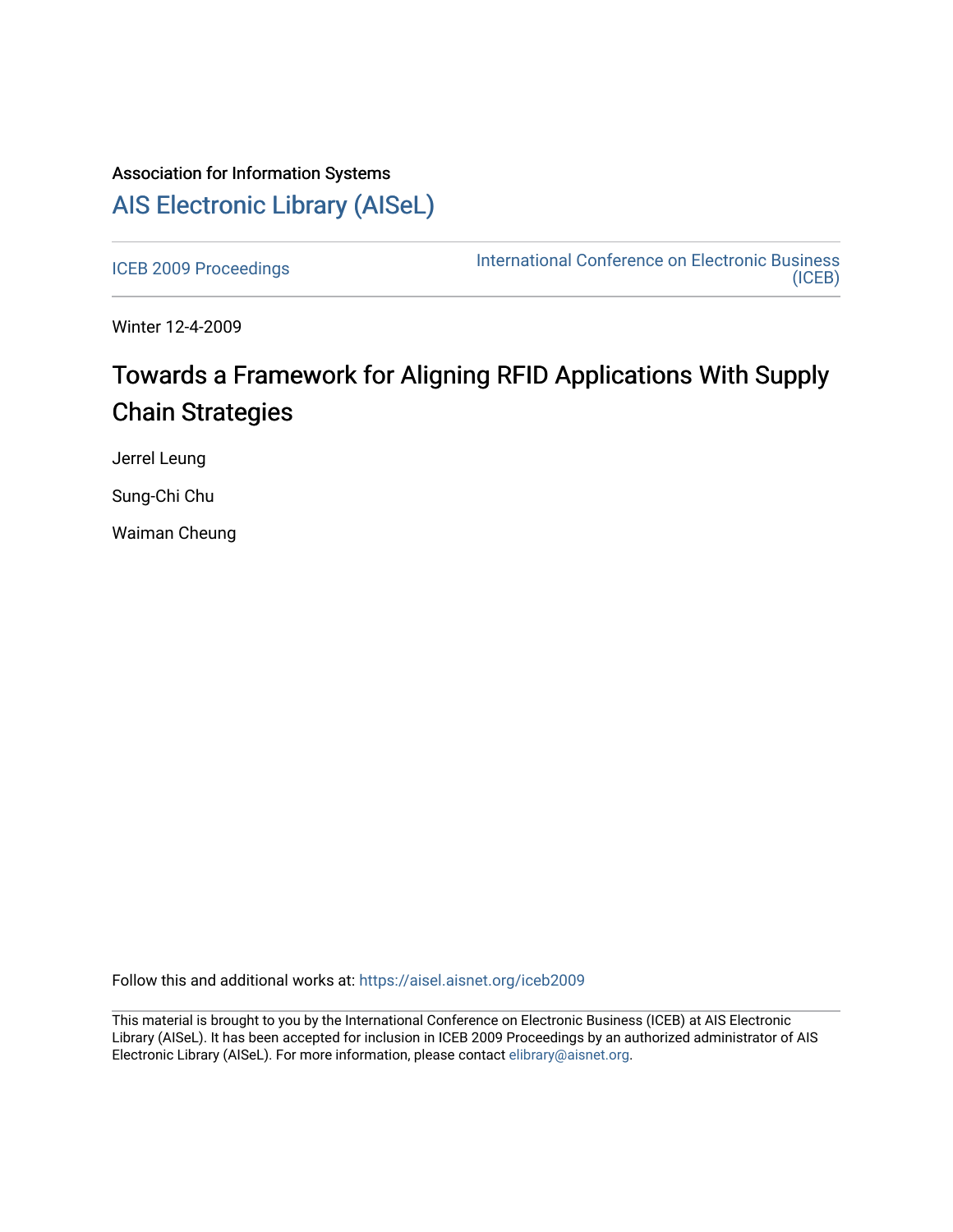Association for Information Systems

# AIS Electronic Library (AISeL)

ICEB 2009 Proceedings

International Conference on Electronic Business (ICEB)

Winter 12-4-2009

# Towards a Framework for Aligning RFID Applications With Supply Chain Strategies

Jerrel Leung

Sung-Chi Chu

Waiman Cheung

Follow this and additional works at: https://aisel.aisnet.org/iceb2009

This material is brought to you by the International Conference on Electronic Business (ICEB) at AIS Electronic Library (AISeL). It has been accepted for inclusion in ICEB 2009 Proceedings by an authorized administrator of AIS Electronic Library (AISeL). For more information, please contact elibrary@aisnet.org.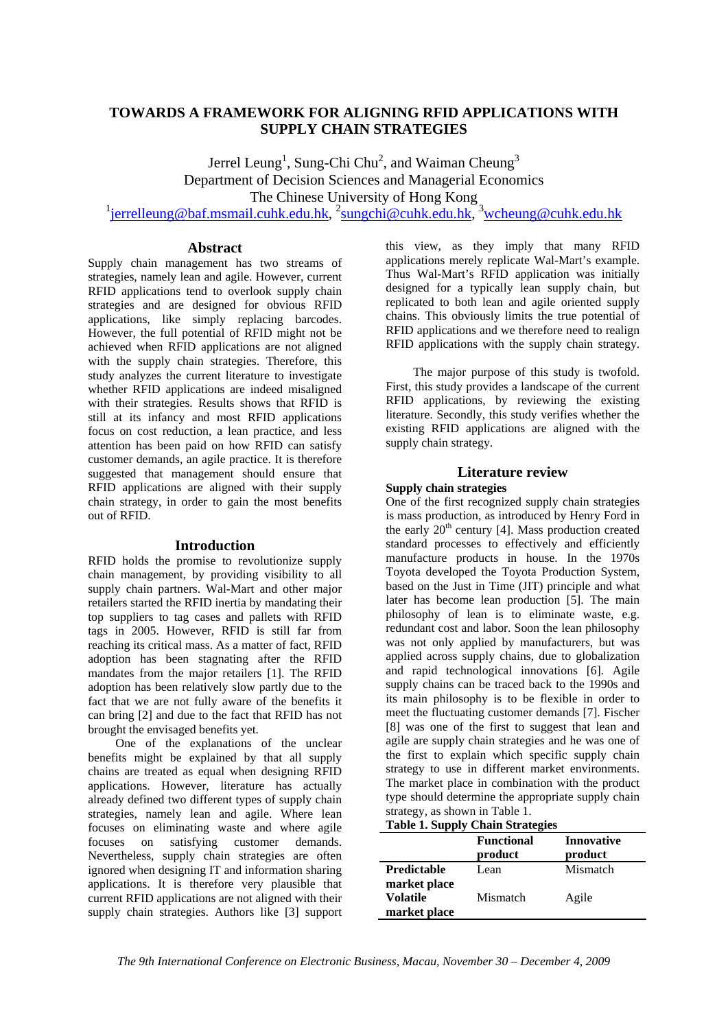# TOWARDS A FRAMEWORK FOR ALIGNING RFID APPLICATIONS WITH SUPPLY CHAIN STRATEGIES

Jerrel Leung[1], Sung-Chi Chu[2], and Waiman Cheung[3]
Department of Decision Sciences and Managerial Economics
The Chinese University of Hong Kong
[1]jerrelleung@baf.msmail.cuhk.edu.hk, [2]sungchi@cuhk.edu.hk, [3]wcheung@cuhk.edu.hk

## Abstract

Supply chain management has two streams of strategies, namely lean and agile. However, current RFID applications tend to overlook supply chain strategies and are designed for obvious RFID applications, like simply replacing barcodes. However, the full potential of RFID might not be achieved when RFID applications are not aligned with the supply chain strategies. Therefore, this study analyzes the current literature to investigate whether RFID applications are indeed misaligned with their strategies. Results shows that RFID is still at its infancy and most RFID applications focus on cost reduction, a lean practice, and less attention has been paid on how RFID can satisfy customer demands, an agile practice. It is therefore suggested that management should ensure that RFID applications are aligned with their supply chain strategy, in order to gain the most benefits out of RFID.

## Introduction

RFID holds the promise to revolutionize supply chain management, by providing visibility to all supply chain partners. Wal-Mart and other major retailers started the RFID inertia by mandating their top suppliers to tag cases and pallets with RFID tags in 2005. However, RFID is still far from reaching its critical mass. As a matter of fact, RFID adoption has been stagnating after the RFID mandates from the major retailers [1]. The RFID adoption has been relatively slow partly due to the fact that we are not fully aware of the benefits it can bring [2] and due to the fact that RFID has not brought the envisaged benefits yet.

One of the explanations of the unclear benefits might be explained by that all supply chains are treated as equal when designing RFID applications. However, literature has actually already defined two different types of supply chain strategies, namely lean and agile. Where lean focuses on eliminating waste and where agile focuses on satisfying customer demands. Nevertheless, supply chain strategies are often ignored when designing IT and information sharing applications. It is therefore very plausible that current RFID applications are not aligned with their supply chain strategies. Authors like [3] support this view, as they imply that many RFID applications merely replicate Wal-Mart's example. Thus Wal-Mart's RFID application was initially designed for a typically lean supply chain, but replicated to both lean and agile oriented supply chains. This obviously limits the true potential of RFID applications and we therefore need to realign RFID applications with the supply chain strategy.

The major purpose of this study is twofold. First, this study provides a landscape of the current RFID applications, by reviewing the existing literature. Secondly, this study verifies whether the existing RFID applications are aligned with the supply chain strategy.

## Literature review

### Supply chain strategies

One of the first recognized supply chain strategies is mass production, as introduced by Henry Ford in the early 20[th] century [4]. Mass production created standard processes to effectively and efficiently manufacture products in house. In the 1970s Toyota developed the Toyota Production System, based on the Just in Time (JIT) principle and what later has become lean production [5]. The main philosophy of lean is to eliminate waste, e.g. redundant cost and labor. Soon the lean philosophy was not only applied by manufacturers, but was applied across supply chains, due to globalization and rapid technological innovations [6]. Agile supply chains can be traced back to the 1990s and its main philosophy is to be flexible in order to meet the fluctuating customer demands [7]. Fischer [8] was one of the first to suggest that lean and agile are supply chain strategies and he was one of the first to explain which specific supply chain strategy to use in different market environments. The market place in combination with the product type should determine the appropriate supply chain strategy, as shown in Table 1.

**Table 1. Supply Chain Strategies**

| | Functional product | Innovative product |
|---|---|---|
| **Predictable market place** | Lean | Mismatch |
| **Volatile market place** | Mismatch | Agile |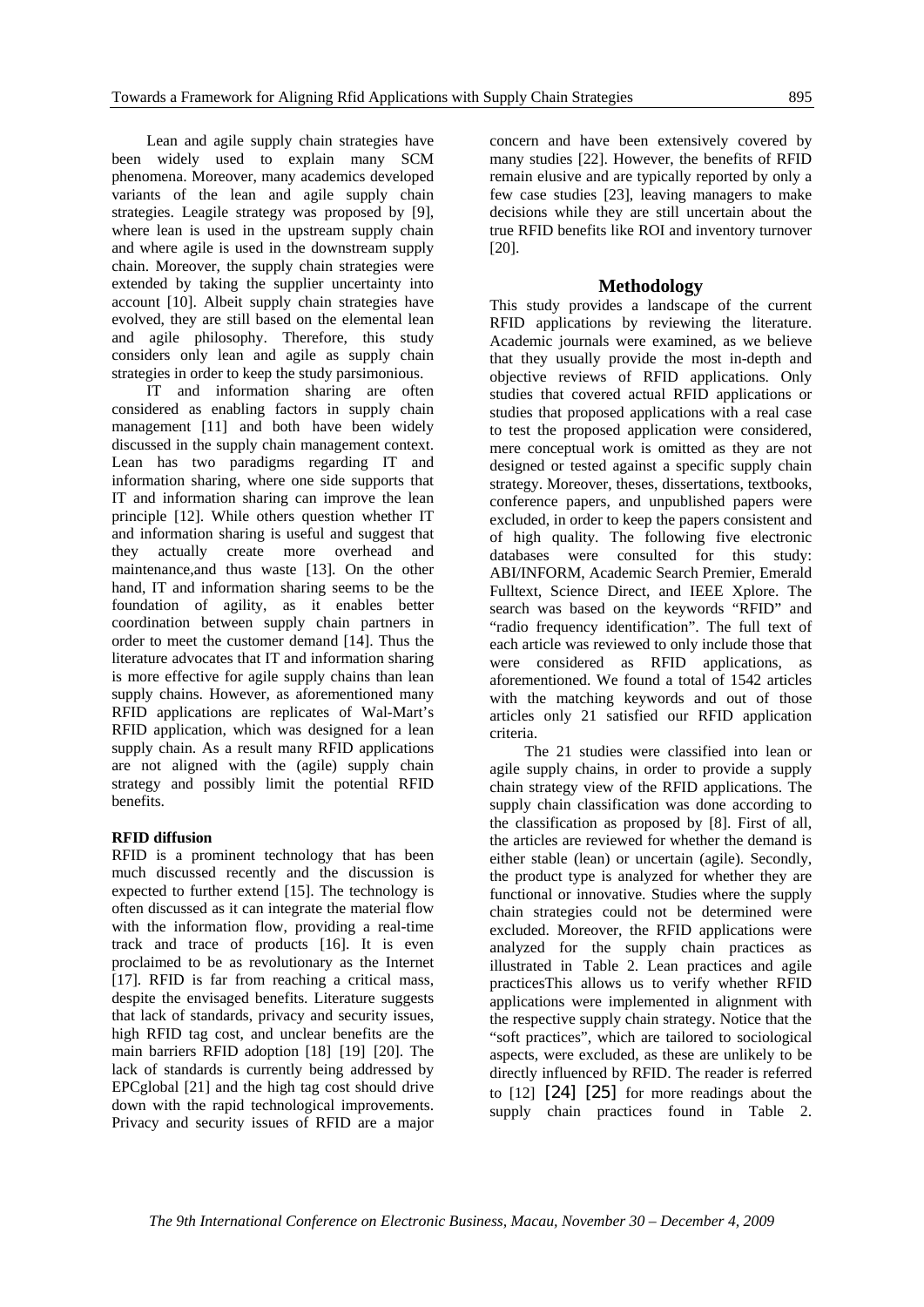Lean and agile supply chain strategies have been widely used to explain many SCM phenomena. Moreover, many academics developed variants of the lean and agile supply chain strategies. Leagile strategy was proposed by [9], where lean is used in the upstream supply chain and where agile is used in the downstream supply chain. Moreover, the supply chain strategies were extended by taking the supplier uncertainty into account [10]. Albeit supply chain strategies have evolved, they are still based on the elemental lean and agile philosophy. Therefore, this study considers only lean and agile as supply chain strategies in order to keep the study parsimonious.

IT and information sharing are often considered as enabling factors in supply chain management [11] and both have been widely discussed in the supply chain management context. Lean has two paradigms regarding IT and information sharing, where one side supports that IT and information sharing can improve the lean principle [12]. While others question whether IT and information sharing is useful and suggest that they actually create more overhead and maintenance,and thus waste [13]. On the other hand, IT and information sharing seems to be the foundation of agility, as it enables better coordination between supply chain partners in order to meet the customer demand [14]. Thus the literature advocates that IT and information sharing is more effective for agile supply chains than lean supply chains. However, as aforementioned many RFID applications are replicates of Wal-Mart's RFID application, which was designed for a lean supply chain. As a result many RFID applications are not aligned with the (agile) supply chain strategy and possibly limit the potential RFID benefits.

**RFID diffusion**

RFID is a prominent technology that has been much discussed recently and the discussion is expected to further extend [15]. The technology is often discussed as it can integrate the material flow with the information flow, providing a real-time track and trace of products [16]. It is even proclaimed to be as revolutionary as the Internet [17]. RFID is far from reaching a critical mass, despite the envisaged benefits. Literature suggests that lack of standards, privacy and security issues, high RFID tag cost, and unclear benefits are the main barriers RFID adoption [18] [19] [20]. The lack of standards is currently being addressed by EPCglobal [21] and the high tag cost should drive down with the rapid technological improvements. Privacy and security issues of RFID are a major concern and have been extensively covered by many studies [22]. However, the benefits of RFID remain elusive and are typically reported by only a few case studies [23], leaving managers to make decisions while they are still uncertain about the true RFID benefits like ROI and inventory turnover [20].

## Methodology

This study provides a landscape of the current RFID applications by reviewing the literature. Academic journals were examined, as we believe that they usually provide the most in-depth and objective reviews of RFID applications. Only studies that covered actual RFID applications or studies that proposed applications with a real case to test the proposed application were considered, mere conceptual work is omitted as they are not designed or tested against a specific supply chain strategy. Moreover, theses, dissertations, textbooks, conference papers, and unpublished papers were excluded, in order to keep the papers consistent and of high quality. The following five electronic databases were consulted for this study: ABI/INFORM, Academic Search Premier, Emerald Fulltext, Science Direct, and IEEE Xplore. The search was based on the keywords "RFID" and "radio frequency identification". The full text of each article was reviewed to only include those that were considered as RFID applications, as aforementioned. We found a total of 1542 articles with the matching keywords and out of those articles only 21 satisfied our RFID application criteria.

The 21 studies were classified into lean or agile supply chains, in order to provide a supply chain strategy view of the RFID applications. The supply chain classification was done according to the classification as proposed by [8]. First of all, the articles are reviewed for whether the demand is either stable (lean) or uncertain (agile). Secondly, the product type is analyzed for whether they are functional or innovative. Studies where the supply chain strategies could not be determined were excluded. Moreover, the RFID applications were analyzed for the supply chain practices as illustrated in Table 2. Lean practices and agile practicesThis allows us to verify whether RFID applications were implemented in alignment with the respective supply chain strategy. Notice that the "soft practices", which are tailored to sociological aspects, were excluded, as these are unlikely to be directly influenced by RFID. The reader is referred to [12] [24] [25] for more readings about the supply chain practices found in Table 2.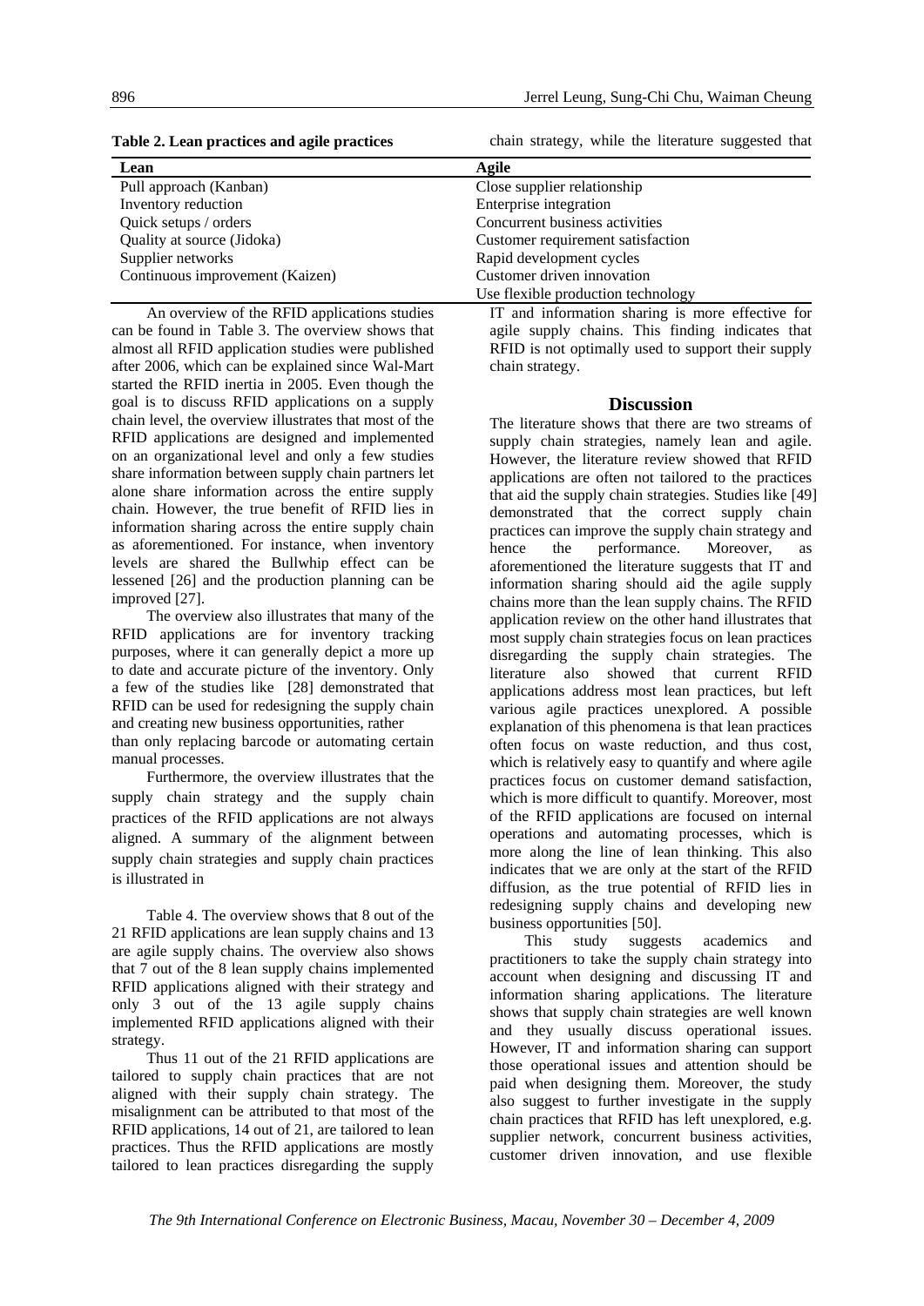**Table 2. Lean practices and agile practices**

| Lean | Agile |
|---|---|
| Pull approach (Kanban) | Close supplier relationship |
| Inventory reduction | Enterprise integration |
| Quick setups / orders | Concurrent business activities |
| Quality at source (Jidoka) | Customer requirement satisfaction |
| Supplier networks | Rapid development cycles |
| Continuous improvement (Kaizen) | Customer driven innovation |
| | Use flexible production technology |

An overview of the RFID applications studies can be found in Table 3. The overview shows that almost all RFID application studies were published after 2006, which can be explained since Wal-Mart started the RFID inertia in 2005. Even though the goal is to discuss RFID applications on a supply chain level, the overview illustrates that most of the RFID applications are designed and implemented on an organizational level and only a few studies share information between supply chain partners let alone share information across the entire supply chain. However, the true benefit of RFID lies in information sharing across the entire supply chain as aforementioned. For instance, when inventory levels are shared the Bullwhip effect can be lessened [26] and the production planning can be improved [27].

The overview also illustrates that many of the RFID applications are for inventory tracking purposes, where it can generally depict a more up to date and accurate picture of the inventory. Only a few of the studies like [28] demonstrated that RFID can be used for redesigning the supply chain and creating new business opportunities, rather than only replacing barcode or automating certain manual processes.

Furthermore, the overview illustrates that the supply chain strategy and the supply chain practices of the RFID applications are not always aligned. A summary of the alignment between supply chain strategies and supply chain practices is illustrated in

Table 4. The overview shows that 8 out of the 21 RFID applications are lean supply chains and 13 are agile supply chains. The overview also shows that 7 out of the 8 lean supply chains implemented RFID applications aligned with their strategy and only 3 out of the 13 agile supply chains implemented RFID applications aligned with their strategy.

Thus 11 out of the 21 RFID applications are tailored to supply chain practices that are not aligned with their supply chain strategy. The misalignment can be attributed to that most of the RFID applications, 14 out of 21, are tailored to lean practices. Thus the RFID applications are mostly tailored to lean practices disregarding the supply chain strategy, while the literature suggested that IT and information sharing is more effective for agile supply chains. This finding indicates that RFID is not optimally used to support their supply chain strategy.

## Discussion

The literature shows that there are two streams of supply chain strategies, namely lean and agile. However, the literature review showed that RFID applications are often not tailored to the practices that aid the supply chain strategies. Studies like [49] demonstrated that the correct supply chain practices can improve the supply chain strategy and hence the performance. Moreover, as aforementioned the literature suggests that IT and information sharing should aid the agile supply chains more than the lean supply chains. The RFID application review on the other hand illustrates that most supply chain strategies focus on lean practices disregarding the supply chain strategies. The literature also showed that current RFID applications address most lean practices, but left various agile practices unexplored. A possible explanation of this phenomena is that lean practices often focus on waste reduction, and thus cost, which is relatively easy to quantify and where agile practices focus on customer demand satisfaction, which is more difficult to quantify. Moreover, most of the RFID applications are focused on internal operations and automating processes, which is more along the line of lean thinking. This also indicates that we are only at the start of the RFID diffusion, as the true potential of RFID lies in redesigning supply chains and developing new business opportunities [50].

This study suggests academics and practitioners to take the supply chain strategy into account when designing and discussing IT and information sharing applications. The literature shows that supply chain strategies are well known and they usually discuss operational issues. However, IT and information sharing can support those operational issues and attention should be paid when designing them. Moreover, the study also suggest to further investigate in the supply chain practices that RFID has left unexplored, e.g. supplier network, concurrent business activities, customer driven innovation, and use flexible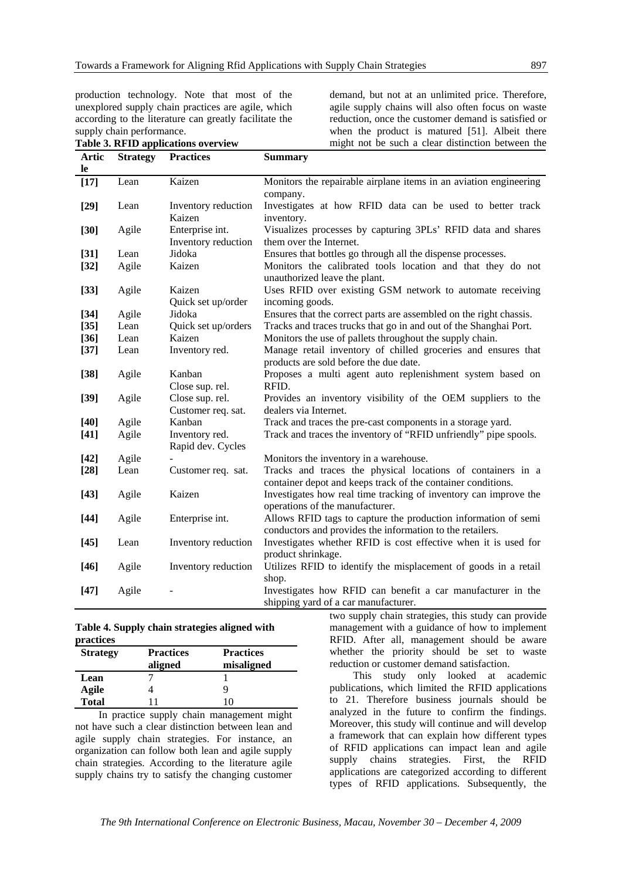production technology. Note that most of the unexplored supply chain practices are agile, which according to the literature can greatly facilitate the supply chain performance.

**Table 3. RFID applications overview**

| Article | Strategy | Practices | Summary |
|---|---|---|---|
| **[17]** | Lean | Kaizen | Monitors the repairable airplane items in an aviation engineering company. |
| **[29]** | Lean | Inventory reduction Kaizen | Investigates at how RFID data can be used to better track inventory. |
| **[30]** | Agile | Enterprise int. Inventory reduction | Visualizes processes by capturing 3PLs' RFID data and shares them over the Internet. |
| **[31]** | Lean | Jidoka | Ensures that bottles go through all the dispense processes. |
| **[32]** | Agile | Kaizen | Monitors the calibrated tools location and that they do not unauthorized leave the plant. |
| **[33]** | Agile | Kaizen Quick set up/order | Uses RFID over existing GSM network to automate receiving incoming goods. |
| **[34]** | Agile | Jidoka | Ensures that the correct parts are assembled on the right chassis. |
| **[35]** | Lean | Quick set up/orders | Tracks and traces trucks that go in and out of the Shanghai Port. |
| **[36]** | Lean | Kaizen | Monitors the use of pallets throughout the supply chain. |
| **[37]** | Lean | Inventory red. | Manage retail inventory of chilled groceries and ensures that products are sold before the due date. |
| **[38]** | Agile | Kanban Close sup. rel. | Proposes a multi agent auto replenishment system based on RFID. |
| **[39]** | Agile | Close sup. rel. Customer req. sat. | Provides an inventory visibility of the OEM suppliers to the dealers via Internet. |
| **[40]** | Agile | Kanban | Track and traces the pre-cast components in a storage yard. |
| **[41]** | Agile | Inventory red. Rapid dev. Cycles | Track and traces the inventory of "RFID unfriendly" pipe spools. |
| **[42]** | Agile | - | Monitors the inventory in a warehouse. |
| **[28]** | Lean | Customer req. sat. | Tracks and traces the physical locations of containers in a container depot and keeps track of the container conditions. |
| **[43]** | Agile | Kaizen | Investigates how real time tracking of inventory can improve the operations of the manufacturer. |
| **[44]** | Agile | Enterprise int. | Allows RFID tags to capture the production information of semi conductors and provides the information to the retailers. |
| **[45]** | Lean | Inventory reduction | Investigates whether RFID is cost effective when it is used for product shrinkage. |
| **[46]** | Agile | Inventory reduction | Utilizes RFID to identify the misplacement of goods in a retail shop. |
| **[47]** | Agile | - | Investigates how RFID can benefit a car manufacturer in the shipping yard of a car manufacturer. |

**Table 4. Supply chain strategies aligned with practices**

| Strategy | Practices aligned | Practices misaligned |
|---|---|---|
| **Lean** | 7 | 1 |
| **Agile** | 4 | 9 |
| **Total** | 11 | 10 |

In practice supply chain management might not have such a clear distinction between lean and agile supply chain strategies. For instance, an organization can follow both lean and agile supply chain strategies. According to the literature agile supply chains try to satisfy the changing customer demand, but not at an unlimited price. Therefore, agile supply chains will also often focus on waste reduction, once the customer demand is satisfied or when the product is matured [51]. Albeit there might not be such a clear distinction between the two supply chain strategies, this study can provide management with a guidance of how to implement RFID. After all, management should be aware whether the priority should be set to waste reduction or customer demand satisfaction.

This study only looked at academic publications, which limited the RFID applications to 21. Therefore business journals should be analyzed in the future to confirm the findings. Moreover, this study will continue and will develop a framework that can explain how different types of RFID applications can impact lean and agile supply chains strategies. First, the RFID applications are categorized according to different types of RFID applications. Subsequently, the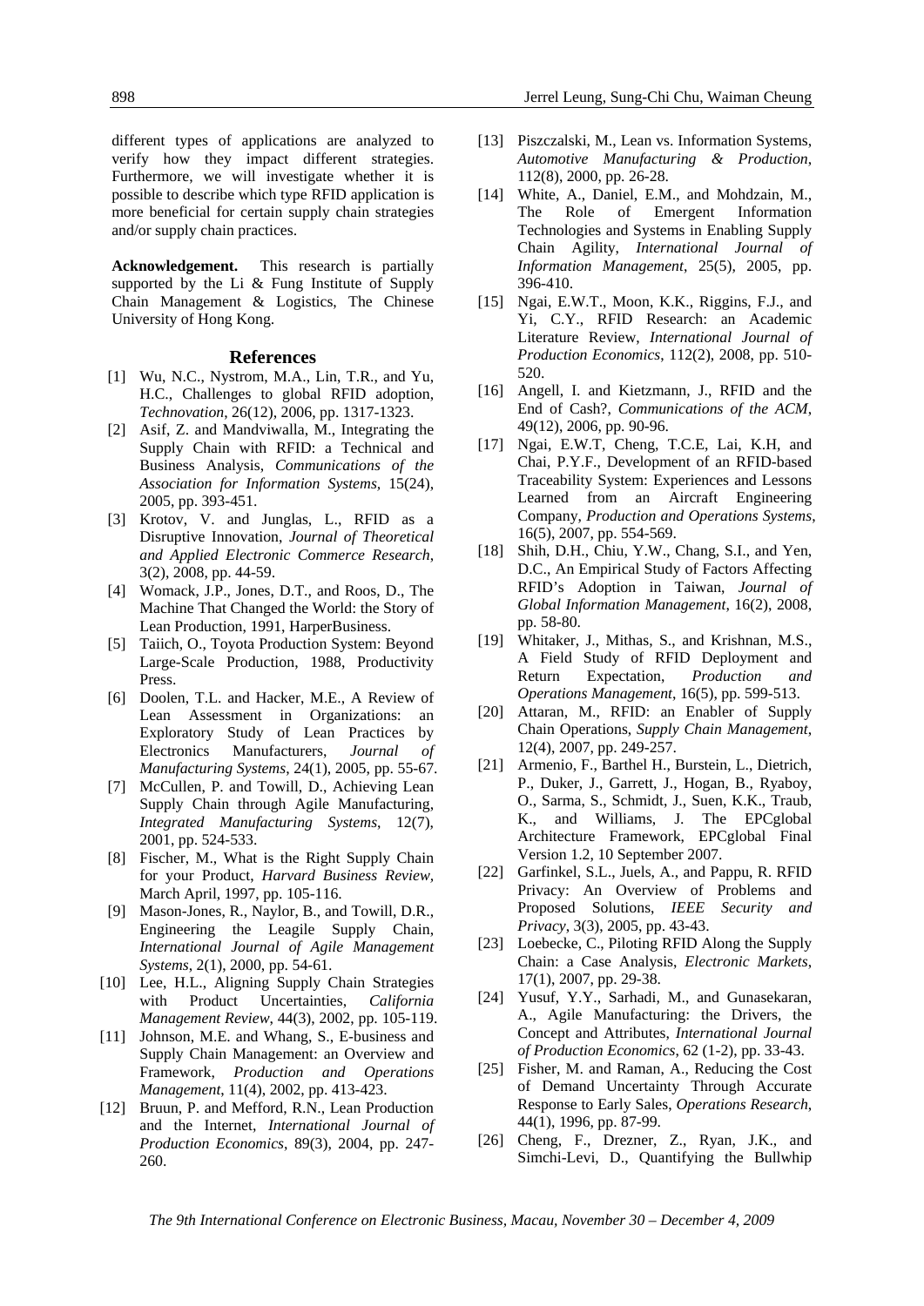different types of applications are analyzed to verify how they impact different strategies. Furthermore, we will investigate whether it is possible to describe which type RFID application is more beneficial for certain supply chain strategies and/or supply chain practices.

**Acknowledgement.** This research is partially supported by the Li & Fung Institute of Supply Chain Management & Logistics, The Chinese University of Hong Kong.

## References

[1] Wu, N.C., Nystrom, M.A., Lin, T.R., and Yu, H.C., Challenges to global RFID adoption, *Technovation*, 26(12), 2006, pp. 1317-1323.

[2] Asif, Z. and Mandviwalla, M., Integrating the Supply Chain with RFID: a Technical and Business Analysis, *Communications of the Association for Information Systems*, 15(24), 2005, pp. 393-451.

[3] Krotov, V. and Junglas, L., RFID as a Disruptive Innovation, *Journal of Theoretical and Applied Electronic Commerce Research*, 3(2), 2008, pp. 44-59.

[4] Womack, J.P., Jones, D.T., and Roos, D., The Machine That Changed the World: the Story of Lean Production, 1991, HarperBusiness.

[5] Taiich, O., Toyota Production System: Beyond Large-Scale Production, 1988, Productivity Press.

[6] Doolen, T.L. and Hacker, M.E., A Review of Lean Assessment in Organizations: an Exploratory Study of Lean Practices by Electronics Manufacturers, *Journal of Manufacturing Systems*, 24(1), 2005, pp. 55-67.

[7] McCullen, P. and Towill, D., Achieving Lean Supply Chain through Agile Manufacturing, *Integrated Manufacturing Systems*, 12(7), 2001, pp. 524-533.

[8] Fischer, M., What is the Right Supply Chain for your Product, *Harvard Business Review,* March April, 1997, pp. 105-116.

[9] Mason-Jones, R., Naylor, B., and Towill, D.R., Engineering the Leagile Supply Chain, *International Journal of Agile Management Systems*, 2(1), 2000, pp. 54-61.

[10] Lee, H.L., Aligning Supply Chain Strategies with Product Uncertainties, *California Management Review*, 44(3), 2002, pp. 105-119.

[11] Johnson, M.E. and Whang, S., E-business and Supply Chain Management: an Overview and Framework, *Production and Operations Management*, 11(4), 2002, pp. 413-423.

[12] Bruun, P. and Mefford, R.N., Lean Production and the Internet, *International Journal of Production Economics*, 89(3), 2004, pp. 247-260.

[13] Piszczalski, M., Lean vs. Information Systems, *Automotive Manufacturing & Production*, 112(8), 2000, pp. 26-28.

[14] White, A., Daniel, E.M., and Mohdzain, M., The Role of Emergent Information Technologies and Systems in Enabling Supply Chain Agility, *International Journal of Information Management*, 25(5), 2005, pp. 396-410.

[15] Ngai, E.W.T., Moon, K.K., Riggins, F.J., and Yi, C.Y., RFID Research: an Academic Literature Review, *International Journal of Production Economics*, 112(2), 2008, pp. 510-520.

[16] Angell, I. and Kietzmann, J., RFID and the End of Cash?, *Communications of the ACM*, 49(12), 2006, pp. 90-96.

[17] Ngai, E.W.T, Cheng, T.C.E, Lai, K.H, and Chai, P.Y.F., Development of an RFID-based Traceability System: Experiences and Lessons Learned from an Aircraft Engineering Company, *Production and Operations Systems*, 16(5), 2007, pp. 554-569.

[18] Shih, D.H., Chiu, Y.W., Chang, S.I., and Yen, D.C., An Empirical Study of Factors Affecting RFID's Adoption in Taiwan, *Journal of Global Information Management*, 16(2), 2008, pp. 58-80.

[19] Whitaker, J., Mithas, S., and Krishnan, M.S., A Field Study of RFID Deployment and Return Expectation, *Production and Operations Management*, 16(5), pp. 599-513.

[20] Attaran, M., RFID: an Enabler of Supply Chain Operations, *Supply Chain Management*, 12(4), 2007, pp. 249-257.

[21] Armenio, F., Barthel H., Burstein, L., Dietrich, P., Duker, J., Garrett, J., Hogan, B., Ryaboy, O., Sarma, S., Schmidt, J., Suen, K.K., Traub, K., and Williams, J. The EPCglobal Architecture Framework, EPCglobal Final Version 1.2, 10 September 2007.

[22] Garfinkel, S.L., Juels, A., and Pappu, R. RFID Privacy: An Overview of Problems and Proposed Solutions, *IEEE Security and Privacy*, 3(3), 2005, pp. 43-43.

[23] Loebecke, C., Piloting RFID Along the Supply Chain: a Case Analysis, *Electronic Markets*, 17(1), 2007, pp. 29-38.

[24] Yusuf, Y.Y., Sarhadi, M., and Gunasekaran, A., Agile Manufacturing: the Drivers, the Concept and Attributes, *International Journal of Production Economics*, 62 (1-2), pp. 33-43.

[25] Fisher, M. and Raman, A., Reducing the Cost of Demand Uncertainty Through Accurate Response to Early Sales, *Operations Research*, 44(1), 1996, pp. 87-99.

[26] Cheng, F., Drezner, Z., Ryan, J.K., and Simchi-Levi, D., Quantifying the Bullwhip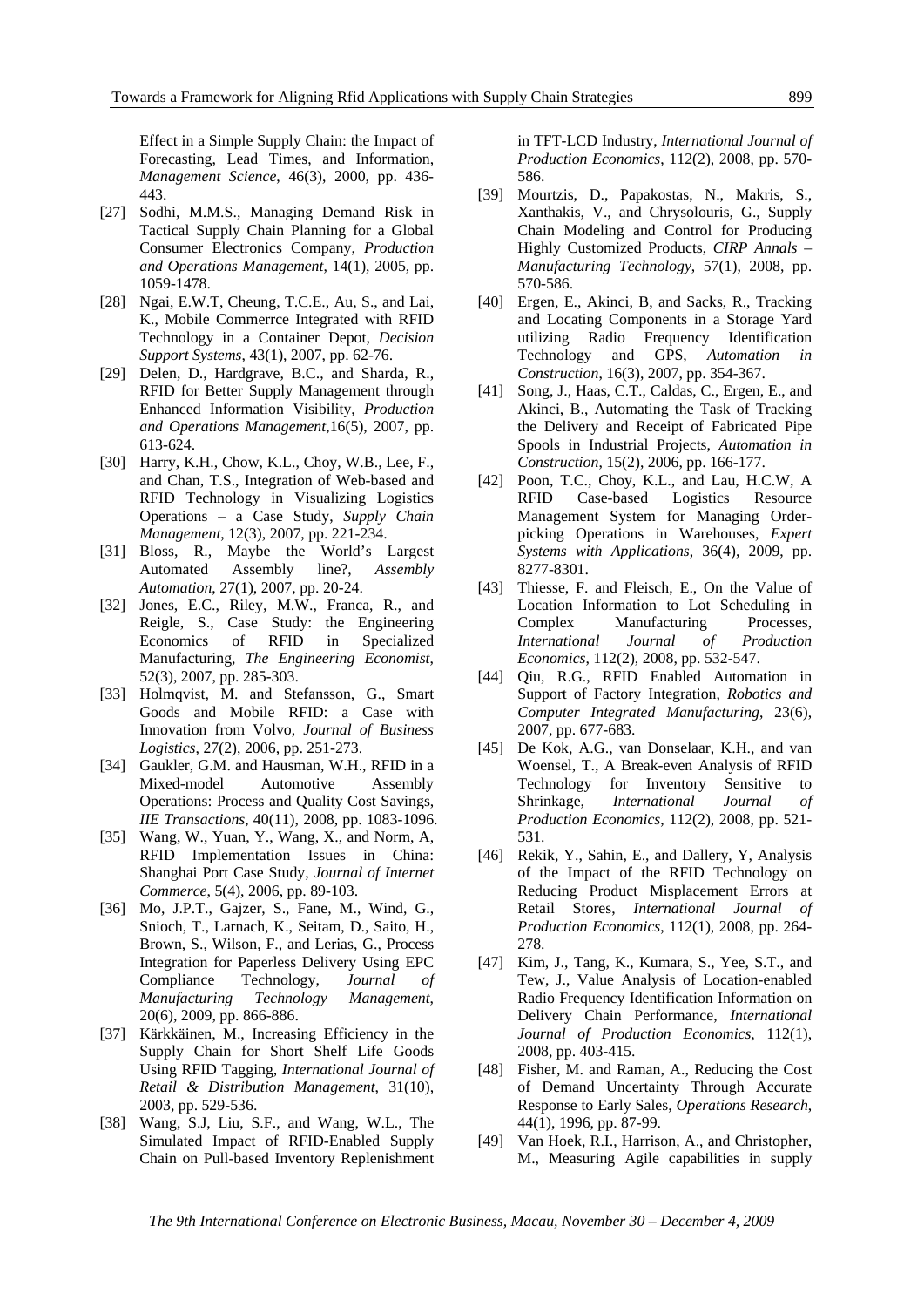Effect in a Simple Supply Chain: the Impact of Forecasting, Lead Times, and Information, *Management Science*, 46(3), 2000, pp. 436-443.

[27] Sodhi, M.M.S., Managing Demand Risk in Tactical Supply Chain Planning for a Global Consumer Electronics Company, *Production and Operations Management*, 14(1), 2005, pp. 1059-1478.

[28] Ngai, E.W.T, Cheung, T.C.E., Au, S., and Lai, K., Mobile Commerrce Integrated with RFID Technology in a Container Depot, *Decision Support Systems*, 43(1), 2007, pp. 62-76.

[29] Delen, D., Hardgrave, B.C., and Sharda, R., RFID for Better Supply Management through Enhanced Information Visibility, *Production and Operations Management*,16(5), 2007, pp. 613-624.

[30] Harry, K.H., Chow, K.L., Choy, W.B., Lee, F., and Chan, T.S., Integration of Web-based and RFID Technology in Visualizing Logistics Operations – a Case Study, *Supply Chain Management*, 12(3), 2007, pp. 221-234.

[31] Bloss, R., Maybe the World's Largest Automated Assembly line?, *Assembly Automation*, 27(1), 2007, pp. 20-24.

[32] Jones, E.C., Riley, M.W., Franca, R., and Reigle, S., Case Study: the Engineering Economics of RFID in Specialized Manufacturing, *The Engineering Economist*, 52(3), 2007, pp. 285-303.

[33] Holmqvist, M. and Stefansson, G., Smart Goods and Mobile RFID: a Case with Innovation from Volvo, *Journal of Business Logistics*, 27(2), 2006, pp. 251-273.

[34] Gaukler, G.M. and Hausman, W.H., RFID in a Mixed-model Automotive Assembly Operations: Process and Quality Cost Savings, *IIE Transactions*, 40(11), 2008, pp. 1083-1096.

[35] Wang, W., Yuan, Y., Wang, X., and Norm, A, RFID Implementation Issues in China: Shanghai Port Case Study, *Journal of Internet Commerce*, 5(4), 2006, pp. 89-103.

[36] Mo, J.P.T., Gajzer, S., Fane, M., Wind, G., Snioch, T., Larnach, K., Seitam, D., Saito, H., Brown, S., Wilson, F., and Lerias, G., Process Integration for Paperless Delivery Using EPC Compliance Technology, *Journal of Manufacturing Technology Management*, 20(6), 2009, pp. 866-886.

[37] Kärkkäinen, M., Increasing Efficiency in the Supply Chain for Short Shelf Life Goods Using RFID Tagging, *International Journal of Retail & Distribution Management*, 31(10), 2003, pp. 529-536.

[38] Wang, S.J, Liu, S.F., and Wang, W.L., The Simulated Impact of RFID-Enabled Supply Chain on Pull-based Inventory Replenishment in TFT-LCD Industry, *International Journal of Production Economics*, 112(2), 2008, pp. 570-586.

[39] Mourtzis, D., Papakostas, N., Makris, S., Xanthakis, V., and Chrysolouris, G., Supply Chain Modeling and Control for Producing Highly Customized Products, *CIRP Annals – Manufacturing Technology*, 57(1), 2008, pp. 570-586.

[40] Ergen, E., Akinci, B, and Sacks, R., Tracking and Locating Components in a Storage Yard utilizing Radio Frequency Identification Technology and GPS, *Automation in Construction*, 16(3), 2007, pp. 354-367.

[41] Song, J., Haas, C.T., Caldas, C., Ergen, E., and Akinci, B., Automating the Task of Tracking the Delivery and Receipt of Fabricated Pipe Spools in Industrial Projects, *Automation in Construction*, 15(2), 2006, pp. 166-177.

[42] Poon, T.C., Choy, K.L., and Lau, H.C.W, A RFID Case-based Logistics Resource Management System for Managing Order-picking Operations in Warehouses, *Expert Systems with Applications*, 36(4), 2009, pp. 8277-8301.

[43] Thiesse, F. and Fleisch, E., On the Value of Location Information to Lot Scheduling in Complex Manufacturing Processes, *International Journal of Production Economics*, 112(2), 2008, pp. 532-547.

[44] Qiu, R.G., RFID Enabled Automation in Support of Factory Integration, *Robotics and Computer Integrated Manufacturing*, 23(6), 2007, pp. 677-683.

[45] De Kok, A.G., van Donselaar, K.H., and van Woensel, T., A Break-even Analysis of RFID Technology for Inventory Sensitive to Shrinkage, *International Journal of Production Economics*, 112(2), 2008, pp. 521-531.

[46] Rekik, Y., Sahin, E., and Dallery, Y, Analysis of the Impact of the RFID Technology on Reducing Product Misplacement Errors at Retail Stores, *International Journal of Production Economics*, 112(1), 2008, pp. 264-278.

[47] Kim, J., Tang, K., Kumara, S., Yee, S.T., and Tew, J., Value Analysis of Location-enabled Radio Frequency Identification Information on Delivery Chain Performance, *International Journal of Production Economics*, 112(1), 2008, pp. 403-415.

[48] Fisher, M. and Raman, A., Reducing the Cost of Demand Uncertainty Through Accurate Response to Early Sales, *Operations Research*, 44(1), 1996, pp. 87-99.

[49] Van Hoek, R.I., Harrison, A., and Christopher, M., Measuring Agile capabilities in supply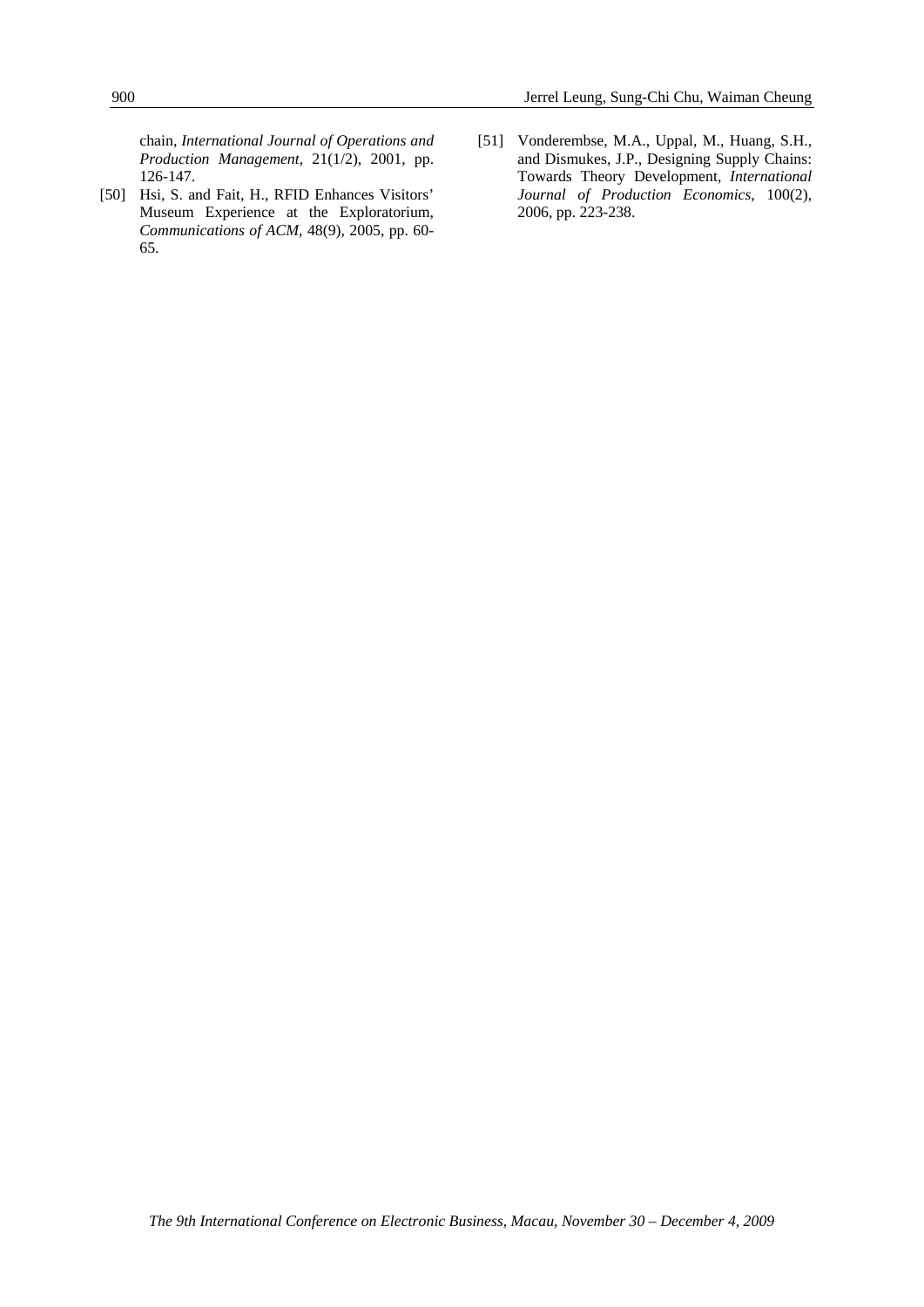chain, *International Journal of Operations and Production Management*, 21(1/2), 2001, pp. 126-147.

[50] Hsi, S. and Fait, H., RFID Enhances Visitors' Museum Experience at the Exploratorium, *Communications of ACM*, 48(9), 2005, pp. 60-65.

[51] Vonderembse, M.A., Uppal, M., Huang, S.H., and Dismukes, J.P., Designing Supply Chains: Towards Theory Development, *International Journal of Production Economics*, 100(2), 2006, pp. 223-238.